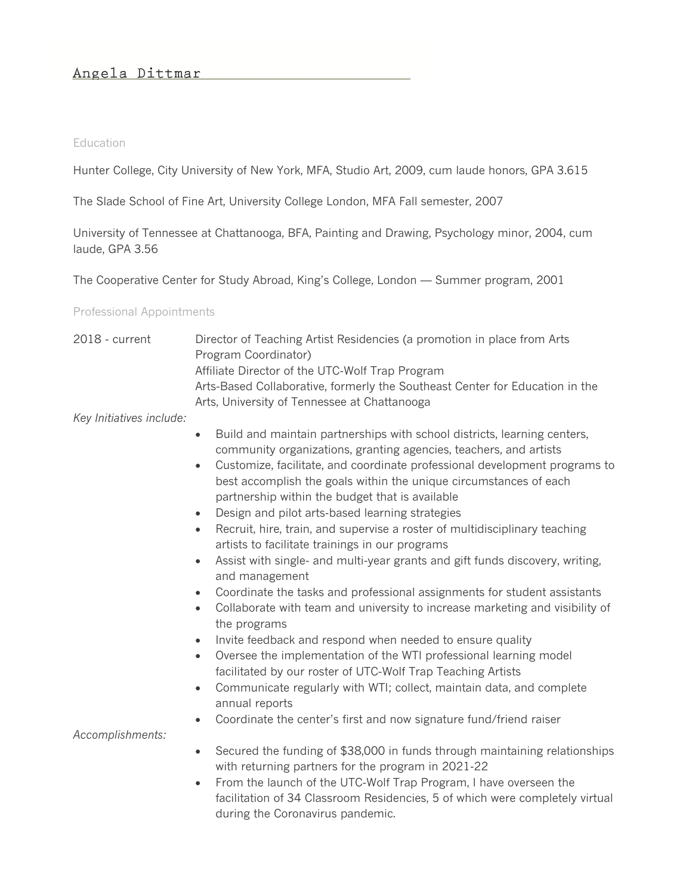# Angela Dittmar

## Education

Hunter College, City University of New York, MFA, Studio Art, 2009, cum laude honors, GPA 3.615

The Slade School of Fine Art, University College London, MFA Fall semester, 2007

University of Tennessee at Chattanooga, BFA, Painting and Drawing, Psychology minor, 2004, cum laude, GPA 3.56

The Cooperative Center for Study Abroad, King's College, London — Summer program, 2001

## Professional Appointments

**2018 - current**

Director of Teaching Artist Residencies (a promotion in place from Arts Program Coordinator)
Affiliate Director of the UTC-Wolf Trap Program
Arts-Based Collaborative, formerly the Southeast Center for Education in the Arts, University of Tennessee at Chattanooga

*Key Initiatives include:*

- Build and maintain partnerships with school districts, learning centers, community organizations, granting agencies, teachers, and artists
- Customize, facilitate, and coordinate professional development programs to best accomplish the goals within the unique circumstances of each partnership within the budget that is available
- Design and pilot arts-based learning strategies
- Recruit, hire, train, and supervise a roster of multidisciplinary teaching artists to facilitate trainings in our programs
- Assist with single- and multi-year grants and gift funds discovery, writing, and management
- Coordinate the tasks and professional assignments for student assistants
- Collaborate with team and university to increase marketing and visibility of the programs
- Invite feedback and respond when needed to ensure quality
- Oversee the implementation of the WTI professional learning model facilitated by our roster of UTC-Wolf Trap Teaching Artists
- Communicate regularly with WTI; collect, maintain data, and complete annual reports
- Coordinate the center's first and now signature fund/friend raiser

*Accomplishments:*

- Secured the funding of $38,000 in funds through maintaining relationships with returning partners for the program in 2021-22
- From the launch of the UTC-Wolf Trap Program, I have overseen the facilitation of 34 Classroom Residencies, 5 of which were completely virtual during the Coronavirus pandemic.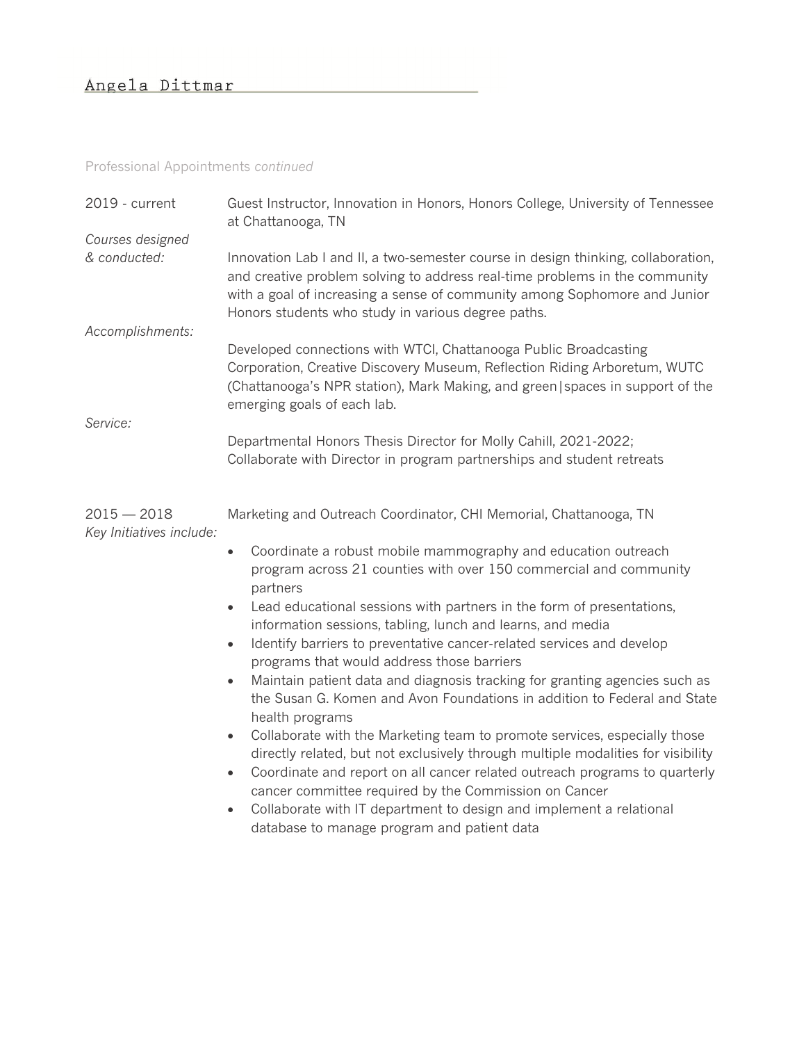Professional Appointments *continued*

2019 - current — Guest Instructor, Innovation in Honors, Honors College, University of Tennessee at Chattanooga, TN

*Courses designed & conducted:*

Innovation Lab I and II, a two-semester course in design thinking, collaboration, and creative problem solving to address real-time problems in the community with a goal of increasing a sense of community among Sophomore and Junior Honors students who study in various degree paths.

*Accomplishments:*

Developed connections with WTCI, Chattanooga Public Broadcasting Corporation, Creative Discovery Museum, Reflection Riding Arboretum, WUTC (Chattanooga's NPR station), Mark Making, and green|spaces in support of the emerging goals of each lab.

*Service:*

Departmental Honors Thesis Director for Molly Cahill, 2021-2022;
Collaborate with Director in program partnerships and student retreats

2015 — 2018 — Marketing and Outreach Coordinator, CHI Memorial, Chattanooga, TN

*Key Initiatives include:*

- Coordinate a robust mobile mammography and education outreach program across 21 counties with over 150 commercial and community partners
- Lead educational sessions with partners in the form of presentations, information sessions, tabling, lunch and learns, and media
- Identify barriers to preventative cancer-related services and develop programs that would address those barriers
- Maintain patient data and diagnosis tracking for granting agencies such as the Susan G. Komen and Avon Foundations in addition to Federal and State health programs
- Collaborate with the Marketing team to promote services, especially those directly related, but not exclusively through multiple modalities for visibility
- Coordinate and report on all cancer related outreach programs to quarterly cancer committee required by the Commission on Cancer
- Collaborate with IT department to design and implement a relational database to manage program and patient data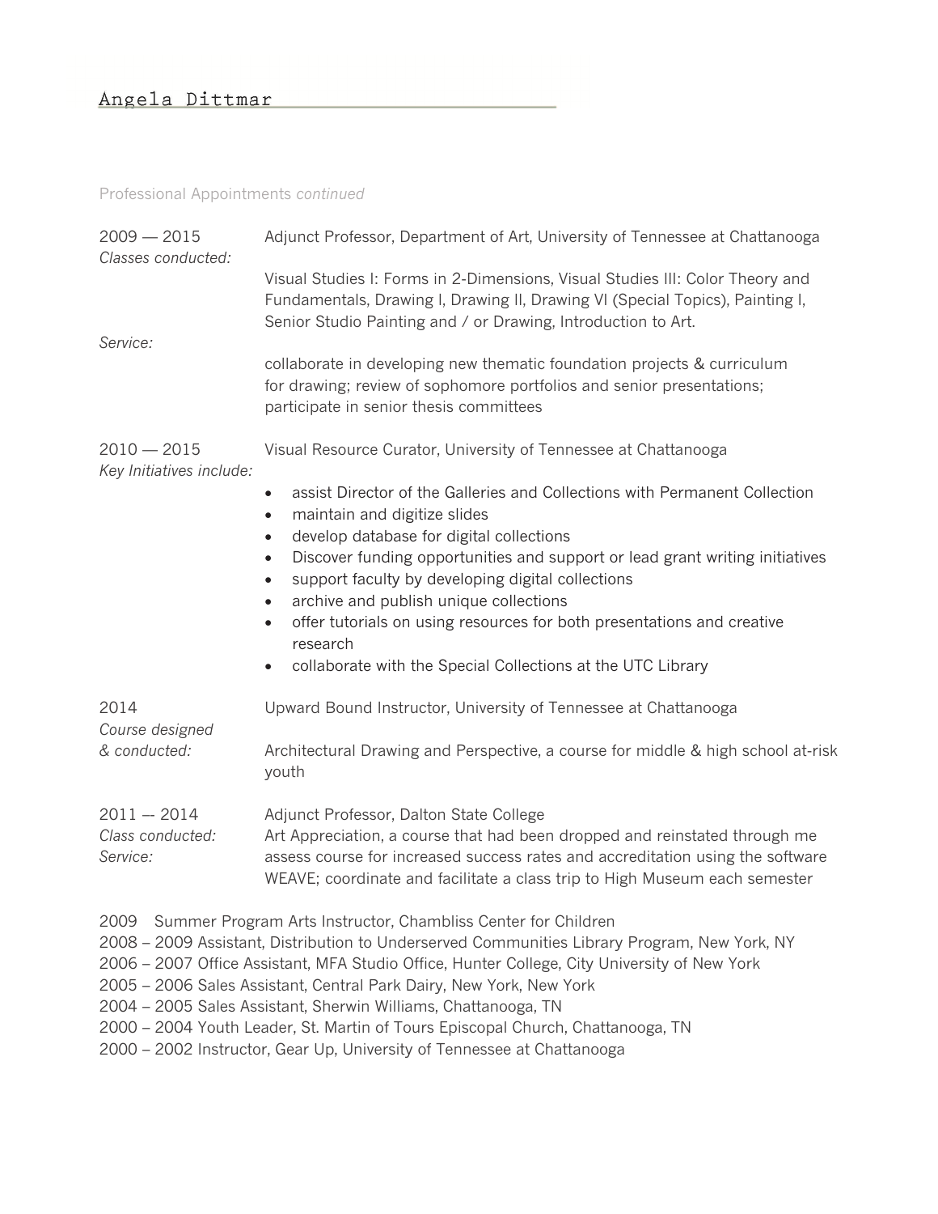Professional Appointments *continued*

**2009 — 2015** Adjunct Professor, Department of Art, University of Tennessee at Chattanooga

*Classes conducted:*

Visual Studies I: Forms in 2-Dimensions, Visual Studies III: Color Theory and Fundamentals, Drawing I, Drawing II, Drawing VI (Special Topics), Painting I, Senior Studio Painting and / or Drawing, Introduction to Art.

*Service:*

collaborate in developing new thematic foundation projects & curriculum for drawing; review of sophomore portfolios and senior presentations; participate in senior thesis committees

**2010 — 2015** Visual Resource Curator, University of Tennessee at Chattanooga

*Key Initiatives include:*

- assist Director of the Galleries and Collections with Permanent Collection
- maintain and digitize slides
- develop database for digital collections
- Discover funding opportunities and support or lead grant writing initiatives
- support faculty by developing digital collections
- archive and publish unique collections
- offer tutorials on using resources for both presentations and creative research
- collaborate with the Special Collections at the UTC Library

**2014** Upward Bound Instructor, University of Tennessee at Chattanooga

*Course designed & conducted:*

Architectural Drawing and Perspective, a course for middle & high school at-risk youth

**2011 –- 2014** Adjunct Professor, Dalton State College

*Class conducted:* Art Appreciation, a course that had been dropped and reinstated through me

*Service:* assess course for increased success rates and accreditation using the software WEAVE; coordinate and facilitate a class trip to High Museum each semester

2009 Summer Program Arts Instructor, Chambliss Center for Children
2008 – 2009 Assistant, Distribution to Underserved Communities Library Program, New York, NY
2006 – 2007 Office Assistant, MFA Studio Office, Hunter College, City University of New York
2005 – 2006 Sales Assistant, Central Park Dairy, New York, New York
2004 – 2005 Sales Assistant, Sherwin Williams, Chattanooga, TN
2000 – 2004 Youth Leader, St. Martin of Tours Episcopal Church, Chattanooga, TN
2000 – 2002 Instructor, Gear Up, University of Tennessee at Chattanooga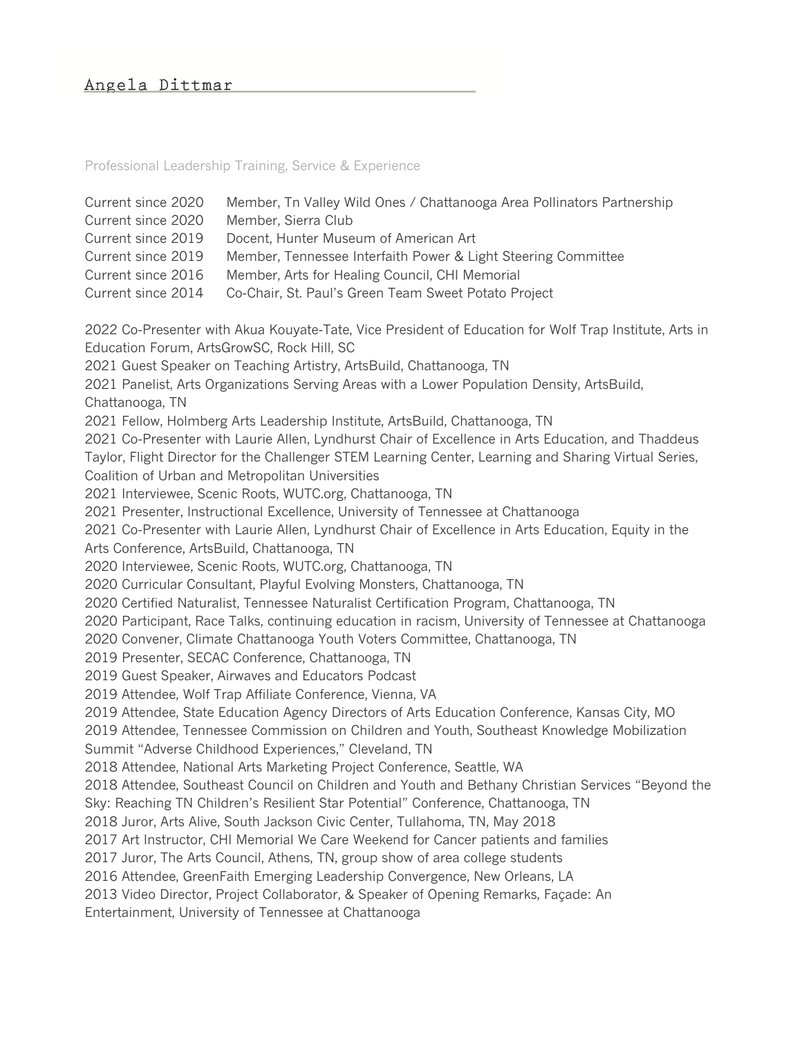# Angela Dittmar

## Professional Leadership Training, Service & Experience

| | |
|---|---|
| Current since 2020 | Member, Tn Valley Wild Ones / Chattanooga Area Pollinators Partnership |
| Current since 2020 | Member, Sierra Club |
| Current since 2019 | Docent, Hunter Museum of American Art |
| Current since 2019 | Member, Tennessee Interfaith Power & Light Steering Committee |
| Current since 2016 | Member, Arts for Healing Council, CHI Memorial |
| Current since 2014 | Co-Chair, St. Paul's Green Team Sweet Potato Project |

2022 Co-Presenter with Akua Kouyate-Tate, Vice President of Education for Wolf Trap Institute, Arts in Education Forum, ArtsGrowSC, Rock Hill, SC
2021 Guest Speaker on Teaching Artistry, ArtsBuild, Chattanooga, TN
2021 Panelist, Arts Organizations Serving Areas with a Lower Population Density, ArtsBuild, Chattanooga, TN
2021 Fellow, Holmberg Arts Leadership Institute, ArtsBuild, Chattanooga, TN
2021 Co-Presenter with Laurie Allen, Lyndhurst Chair of Excellence in Arts Education, and Thaddeus Taylor, Flight Director for the Challenger STEM Learning Center, Learning and Sharing Virtual Series, Coalition of Urban and Metropolitan Universities
2021 Interviewee, Scenic Roots, WUTC.org, Chattanooga, TN
2021 Presenter, Instructional Excellence, University of Tennessee at Chattanooga
2021 Co-Presenter with Laurie Allen, Lyndhurst Chair of Excellence in Arts Education, Equity in the Arts Conference, ArtsBuild, Chattanooga, TN
2020 Interviewee, Scenic Roots, WUTC.org, Chattanooga, TN
2020 Curricular Consultant, Playful Evolving Monsters, Chattanooga, TN
2020 Certified Naturalist, Tennessee Naturalist Certification Program, Chattanooga, TN
2020 Participant, Race Talks, continuing education in racism, University of Tennessee at Chattanooga
2020 Convener, Climate Chattanooga Youth Voters Committee, Chattanooga, TN
2019 Presenter, SECAC Conference, Chattanooga, TN
2019 Guest Speaker, Airwaves and Educators Podcast
2019 Attendee, Wolf Trap Affiliate Conference, Vienna, VA
2019 Attendee, State Education Agency Directors of Arts Education Conference, Kansas City, MO
2019 Attendee, Tennessee Commission on Children and Youth, Southeast Knowledge Mobilization Summit "Adverse Childhood Experiences," Cleveland, TN
2018 Attendee, National Arts Marketing Project Conference, Seattle, WA
2018 Attendee, Southeast Council on Children and Youth and Bethany Christian Services "Beyond the Sky: Reaching TN Children's Resilient Star Potential" Conference, Chattanooga, TN
2018 Juror, Arts Alive, South Jackson Civic Center, Tullahoma, TN, May 2018
2017 Art Instructor, CHI Memorial We Care Weekend for Cancer patients and families
2017 Juror, The Arts Council, Athens, TN, group show of area college students
2016 Attendee, GreenFaith Emerging Leadership Convergence, New Orleans, LA
2013 Video Director, Project Collaborator, & Speaker of Opening Remarks, Façade: An Entertainment, University of Tennessee at Chattanooga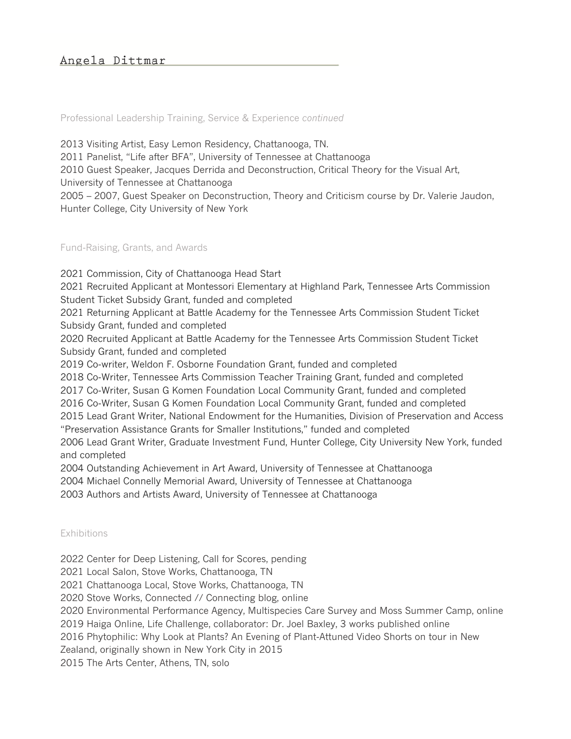## Professional Leadership Training, Service & Experience *continued*

2013 Visiting Artist, Easy Lemon Residency, Chattanooga, TN.
2011 Panelist, “Life after BFA”, University of Tennessee at Chattanooga
2010 Guest Speaker, Jacques Derrida and Deconstruction, Critical Theory for the Visual Art, University of Tennessee at Chattanooga
2005 – 2007, Guest Speaker on Deconstruction, Theory and Criticism course by Dr. Valerie Jaudon, Hunter College, City University of New York

## Fund-Raising, Grants, and Awards

2021 Commission, City of Chattanooga Head Start
2021 Recruited Applicant at Montessori Elementary at Highland Park, Tennessee Arts Commission Student Ticket Subsidy Grant, funded and completed
2021 Returning Applicant at Battle Academy for the Tennessee Arts Commission Student Ticket Subsidy Grant, funded and completed
2020 Recruited Applicant at Battle Academy for the Tennessee Arts Commission Student Ticket Subsidy Grant, funded and completed
2019 Co-writer, Weldon F. Osborne Foundation Grant, funded and completed
2018 Co-Writer, Tennessee Arts Commission Teacher Training Grant, funded and completed
2017 Co-Writer, Susan G Komen Foundation Local Community Grant, funded and completed
2016 Co-Writer, Susan G Komen Foundation Local Community Grant, funded and completed
2015 Lead Grant Writer, National Endowment for the Humanities, Division of Preservation and Access “Preservation Assistance Grants for Smaller Institutions,” funded and completed
2006 Lead Grant Writer, Graduate Investment Fund, Hunter College, City University New York, funded and completed
2004 Outstanding Achievement in Art Award, University of Tennessee at Chattanooga
2004 Michael Connelly Memorial Award, University of Tennessee at Chattanooga
2003 Authors and Artists Award, University of Tennessee at Chattanooga

## Exhibitions

2022 Center for Deep Listening, Call for Scores, pending
2021 Local Salon, Stove Works, Chattanooga, TN
2021 Chattanooga Local, Stove Works, Chattanooga, TN
2020 Stove Works, Connected // Connecting blog, online
2020 Environmental Performance Agency, Multispecies Care Survey and Moss Summer Camp, online
2019 Haiga Online, Life Challenge, collaborator: Dr. Joel Baxley, 3 works published online
2016 Phytophilic: Why Look at Plants? An Evening of Plant-Attuned Video Shorts on tour in New Zealand, originally shown in New York City in 2015
2015 The Arts Center, Athens, TN, solo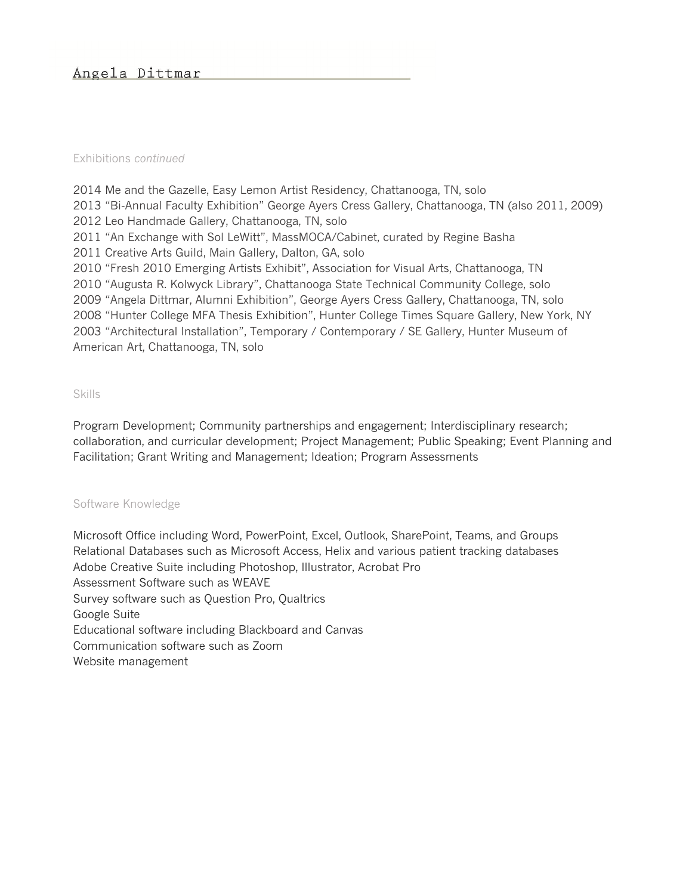## Exhibitions *continued*

2014 Me and the Gazelle, Easy Lemon Artist Residency, Chattanooga, TN, solo
2013 "Bi-Annual Faculty Exhibition" George Ayers Cress Gallery, Chattanooga, TN (also 2011, 2009)
2012 Leo Handmade Gallery, Chattanooga, TN, solo
2011 "An Exchange with Sol LeWitt", MassMOCA/Cabinet, curated by Regine Basha
2011 Creative Arts Guild, Main Gallery, Dalton, GA, solo
2010 "Fresh 2010 Emerging Artists Exhibit", Association for Visual Arts, Chattanooga, TN
2010 "Augusta R. Kolwyck Library", Chattanooga State Technical Community College, solo
2009 "Angela Dittmar, Alumni Exhibition", George Ayers Cress Gallery, Chattanooga, TN, solo
2008 "Hunter College MFA Thesis Exhibition", Hunter College Times Square Gallery, New York, NY
2003 "Architectural Installation", Temporary / Contemporary / SE Gallery, Hunter Museum of American Art, Chattanooga, TN, solo

## Skills

Program Development; Community partnerships and engagement; Interdisciplinary research; collaboration, and curricular development; Project Management; Public Speaking; Event Planning and Facilitation; Grant Writing and Management; Ideation; Program Assessments

## Software Knowledge

Microsoft Office including Word, PowerPoint, Excel, Outlook, SharePoint, Teams, and Groups
Relational Databases such as Microsoft Access, Helix and various patient tracking databases
Adobe Creative Suite including Photoshop, Illustrator, Acrobat Pro
Assessment Software such as WEAVE
Survey software such as Question Pro, Qualtrics
Google Suite
Educational software including Blackboard and Canvas
Communication software such as Zoom
Website management